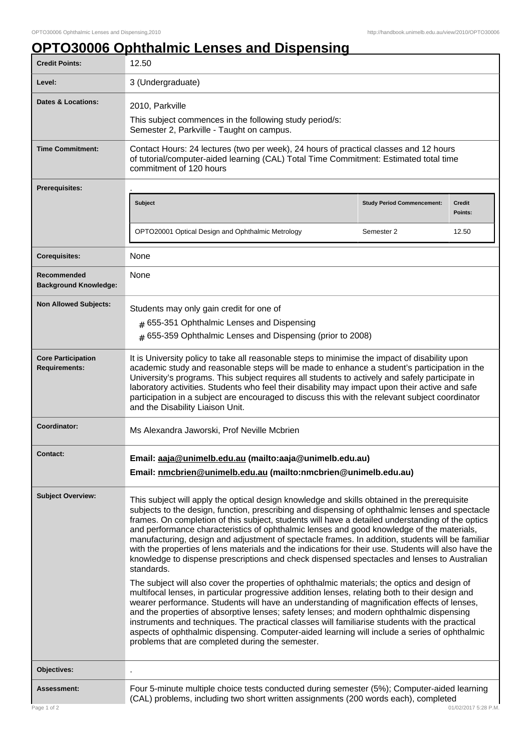# OPTO30006 Ophthalmic Lenses and Dispensing

| | |
|---|---|
| **Credit Points:** | 12.50 |
| **Level:** | 3 (Undergraduate) |
| **Dates & Locations:** | 2010, Parkville<br>This subject commences in the following study period/s:<br>Semester 2, Parkville - Taught on campus. |
| **Time Commitment:** | Contact Hours: 24 lectures (two per week), 24 hours of practical classes and 12 hours of tutorial/computer-aided learning (CAL) Total Time Commitment: Estimated total time commitment of 120 hours |
| **Prerequisites:** | .<br>**Subject** / **Study Period Commencement:** / **Credit Points:**<br>OPTO20001 Optical Design and Ophthalmic Metrology / Semester 2 / 12.50 |
| **Corequisites:** | None |
| **Recommended Background Knowledge:** | None |
| **Non Allowed Subjects:** | Students may only gain credit for one of<br># 655-351 Ophthalmic Lenses and Dispensing<br># 655-359 Ophthalmic Lenses and Dispensing (prior to 2008) |
| **Core Participation Requirements:** | It is University policy to take all reasonable steps to minimise the impact of disability upon academic study and reasonable steps will be made to enhance a student's participation in the University's programs. This subject requires all students to actively and safely participate in laboratory activities. Students who feel their disability may impact upon their active and safe participation in a subject are encouraged to discuss this with the relevant subject coordinator and the Disability Liaison Unit. |
| **Coordinator:** | Ms Alexandra Jaworski, Prof Neville Mcbrien |
| **Contact:** | **Email: aaja@unimelb.edu.au (mailto:aaja@unimelb.edu.au)**<br>**Email: nmcbrien@unimelb.edu.au (mailto:nmcbrien@unimelb.edu.au)** |
| **Subject Overview:** | This subject will apply the optical design knowledge and skills obtained in the prerequisite subjects to the design, function, prescribing and dispensing of ophthalmic lenses and spectacle frames. On completion of this subject, students will have a detailed understanding of the optics and performance characteristics of ophthalmic lenses and good knowledge of the materials, manufacturing, design and adjustment of spectacle frames. In addition, students will be familiar with the properties of lens materials and the indications for their use. Students will also have the knowledge to dispense prescriptions and check dispensed spectacles and lenses to Australian standards.<br><br>The subject will also cover the properties of ophthalmic materials; the optics and design of multifocal lenses, in particular progressive addition lenses, relating both to their design and wearer performance. Students will have an understanding of magnification effects of lenses, and the properties of absorptive lenses; safety lenses; and modern ophthalmic dispensing instruments and techniques. The practical classes will familiarise students with the practical aspects of ophthalmic dispensing. Computer-aided learning will include a series of ophthalmic problems that are completed during the semester. |
| **Objectives:** | . |
| **Assessment:** | Four 5-minute multiple choice tests conducted during semester (5%); Computer-aided learning (CAL) problems, including two short written assignments (200 words each), completed |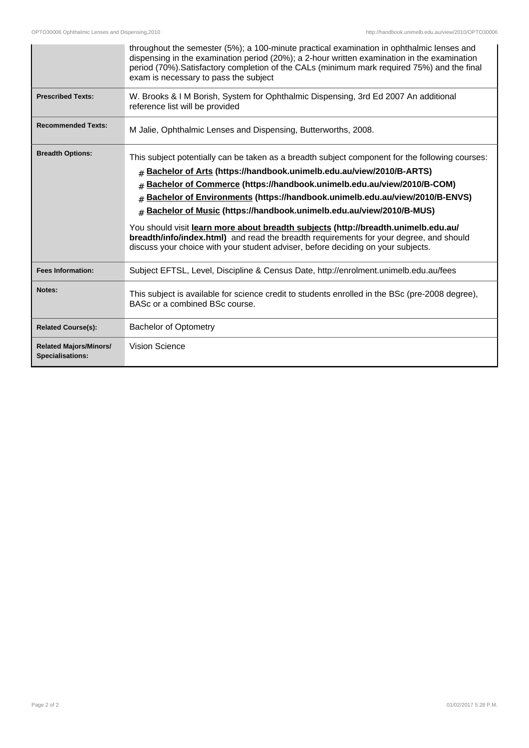| | |
|---|---|
| | throughout the semester (5%); a 100-minute practical examination in ophthalmic lenses and dispensing in the examination period (20%); a 2-hour written examination in the examination period (70%).Satisfactory completion of the CALs (minimum mark required 75%) and the final exam is necessary to pass the subject |
| **Prescribed Texts:** | W. Brooks & I M Borish, System for Ophthalmic Dispensing, 3rd Ed 2007 An additional reference list will be provided |
| **Recommended Texts:** | M Jalie, Ophthalmic Lenses and Dispensing, Butterworths, 2008. |
| **Breadth Options:** | This subject potentially can be taken as a breadth subject component for the following courses:<br># **Bachelor of Arts (https://handbook.unimelb.edu.au/view/2010/B-ARTS)**<br># **Bachelor of Commerce (https://handbook.unimelb.edu.au/view/2010/B-COM)**<br># **Bachelor of Environments (https://handbook.unimelb.edu.au/view/2010/B-ENVS)**<br># **Bachelor of Music (https://handbook.unimelb.edu.au/view/2010/B-MUS)**<br>You should visit **learn more about breadth subjects (http://breadth.unimelb.edu.au/breadth/info/index.html)** and read the breadth requirements for your degree, and should discuss your choice with your student adviser, before deciding on your subjects. |
| **Fees Information:** | Subject EFTSL, Level, Discipline & Census Date, http://enrolment.unimelb.edu.au/fees |
| **Notes:** | This subject is available for science credit to students enrolled in the BSc (pre-2008 degree), BASc or a combined BSc course. |
| **Related Course(s):** | Bachelor of Optometry |
| **Related Majors/Minors/ Specialisations:** | Vision Science |